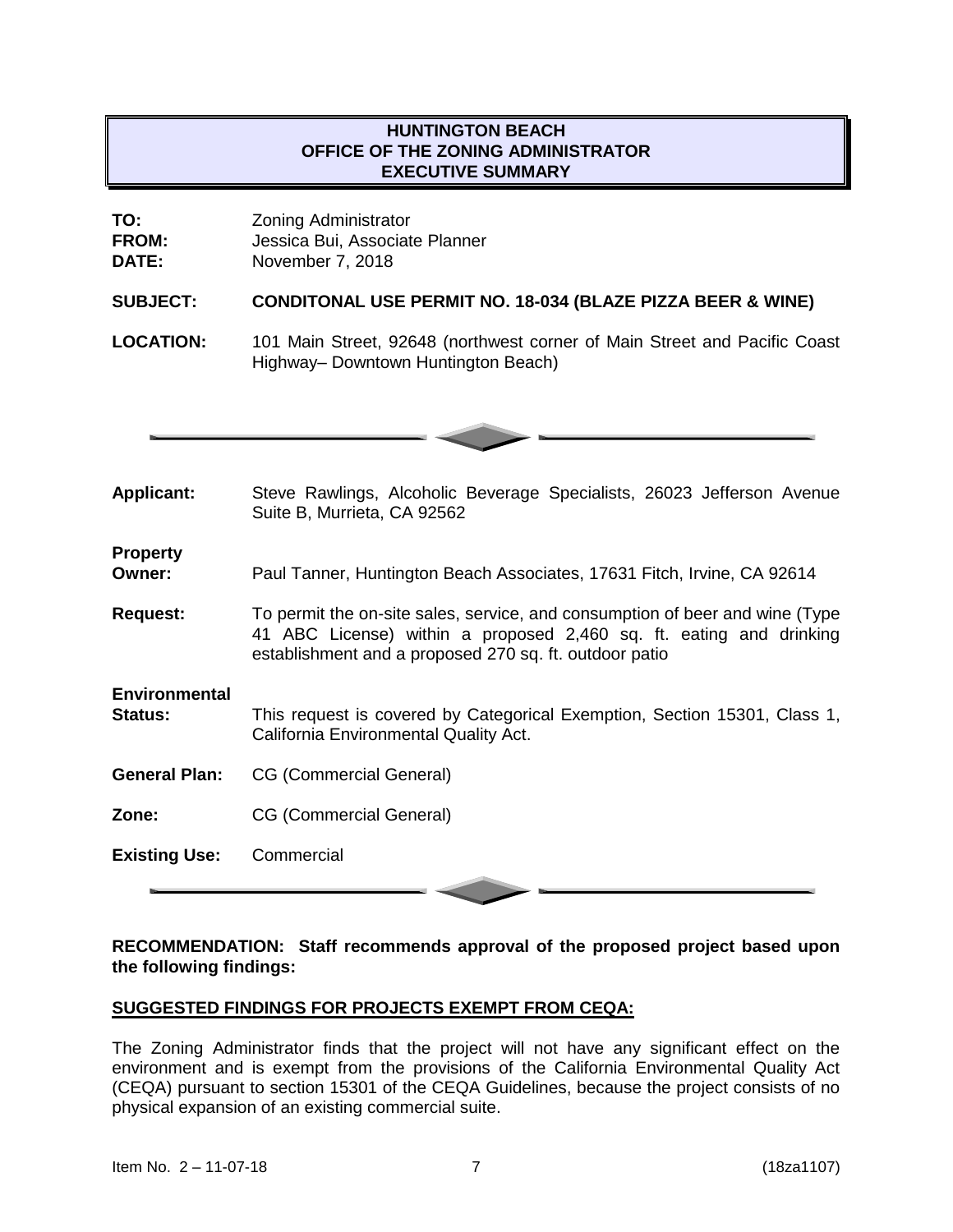# HUNTINGTON BEACH
## OFFICE OF THE ZONING ADMINISTRATOR
## EXECUTIVE SUMMARY

**TO:** Zoning Administrator
**FROM:** Jessica Bui, Associate Planner
**DATE:** November 7, 2018

**SUBJECT:** **CONDITONAL USE PERMIT NO. 18-034 (BLAZE PIZZA BEER & WINE)**

**LOCATION:** 101 Main Street, 92648 (northwest corner of Main Street and Pacific Coast Highway– Downtown Huntington Beach)

---

**Applicant:** Steve Rawlings, Alcoholic Beverage Specialists, 26023 Jefferson Avenue Suite B, Murrieta, CA 92562

**Property Owner:** Paul Tanner, Huntington Beach Associates, 17631 Fitch, Irvine, CA 92614

**Request:** To permit the on-site sales, service, and consumption of beer and wine (Type 41 ABC License) within a proposed 2,460 sq. ft. eating and drinking establishment and a proposed 270 sq. ft. outdoor patio

**Environmental Status:** This request is covered by Categorical Exemption, Section 15301, Class 1, California Environmental Quality Act.

**General Plan:** CG (Commercial General)

**Zone:** CG (Commercial General)

**Existing Use:** Commercial

---

**RECOMMENDATION: Staff recommends approval of the proposed project based upon the following findings:**

**SUGGESTED FINDINGS FOR PROJECTS EXEMPT FROM CEQA:**

The Zoning Administrator finds that the project will not have any significant effect on the environment and is exempt from the provisions of the California Environmental Quality Act (CEQA) pursuant to section 15301 of the CEQA Guidelines, because the project consists of no physical expansion of an existing commercial suite.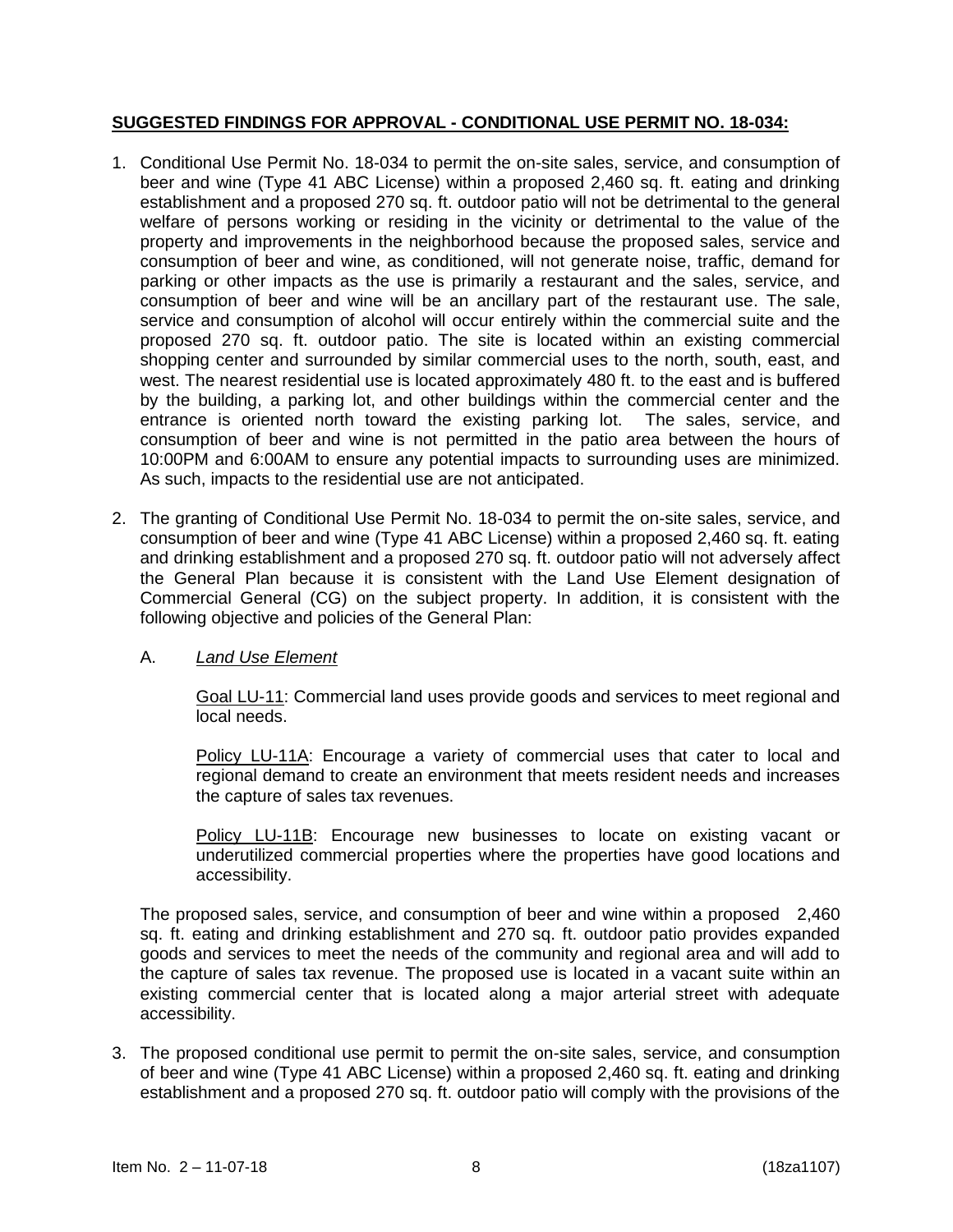**SUGGESTED FINDINGS FOR APPROVAL - CONDITIONAL USE PERMIT NO. 18-034:**

1. Conditional Use Permit No. 18-034 to permit the on-site sales, service, and consumption of beer and wine (Type 41 ABC License) within a proposed 2,460 sq. ft. eating and drinking establishment and a proposed 270 sq. ft. outdoor patio will not be detrimental to the general welfare of persons working or residing in the vicinity or detrimental to the value of the property and improvements in the neighborhood because the proposed sales, service and consumption of beer and wine, as conditioned, will not generate noise, traffic, demand for parking or other impacts as the use is primarily a restaurant and the sales, service, and consumption of beer and wine will be an ancillary part of the restaurant use. The sale, service and consumption of alcohol will occur entirely within the commercial suite and the proposed 270 sq. ft. outdoor patio. The site is located within an existing commercial shopping center and surrounded by similar commercial uses to the north, south, east, and west. The nearest residential use is located approximately 480 ft. to the east and is buffered by the building, a parking lot, and other buildings within the commercial center and the entrance is oriented north toward the existing parking lot. The sales, service, and consumption of beer and wine is not permitted in the patio area between the hours of 10:00PM and 6:00AM to ensure any potential impacts to surrounding uses are minimized. As such, impacts to the residential use are not anticipated.

2. The granting of Conditional Use Permit No. 18-034 to permit the on-site sales, service, and consumption of beer and wine (Type 41 ABC License) within a proposed 2,460 sq. ft. eating and drinking establishment and a proposed 270 sq. ft. outdoor patio will not adversely affect the General Plan because it is consistent with the Land Use Element designation of Commercial General (CG) on the subject property. In addition, it is consistent with the following objective and policies of the General Plan:

   A. *Land Use Element*

      Goal LU-11: Commercial land uses provide goods and services to meet regional and local needs.

      Policy LU-11A: Encourage a variety of commercial uses that cater to local and regional demand to create an environment that meets resident needs and increases the capture of sales tax revenues.

      Policy LU-11B: Encourage new businesses to locate on existing vacant or underutilized commercial properties where the properties have good locations and accessibility.

   The proposed sales, service, and consumption of beer and wine within a proposed 2,460 sq. ft. eating and drinking establishment and 270 sq. ft. outdoor patio provides expanded goods and services to meet the needs of the community and regional area and will add to the capture of sales tax revenue. The proposed use is located in a vacant suite within an existing commercial center that is located along a major arterial street with adequate accessibility.

3. The proposed conditional use permit to permit the on-site sales, service, and consumption of beer and wine (Type 41 ABC License) within a proposed 2,460 sq. ft. eating and drinking establishment and a proposed 270 sq. ft. outdoor patio will comply with the provisions of the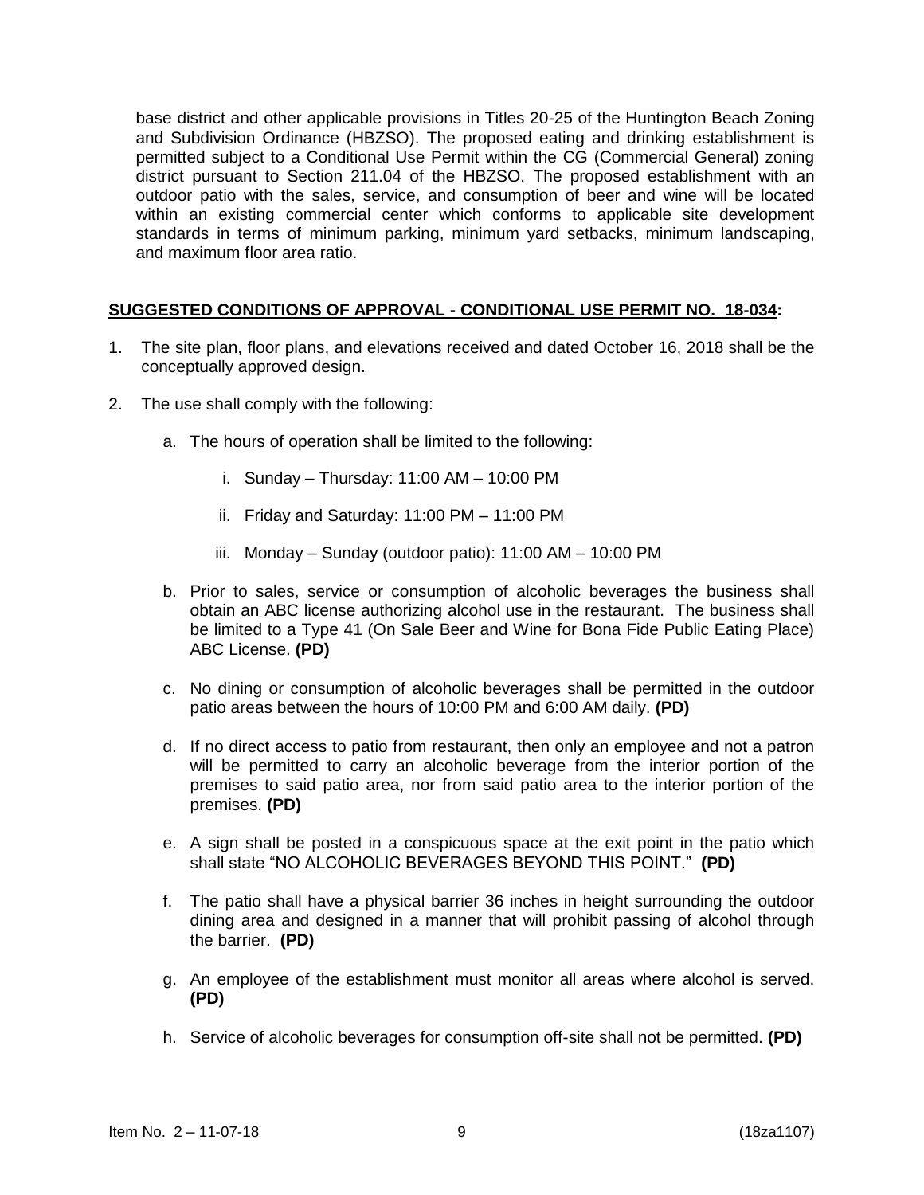base district and other applicable provisions in Titles 20-25 of the Huntington Beach Zoning and Subdivision Ordinance (HBZSO). The proposed eating and drinking establishment is permitted subject to a Conditional Use Permit within the CG (Commercial General) zoning district pursuant to Section 211.04 of the HBZSO. The proposed establishment with an outdoor patio with the sales, service, and consumption of beer and wine will be located within an existing commercial center which conforms to applicable site development standards in terms of minimum parking, minimum yard setbacks, minimum landscaping, and maximum floor area ratio.

## SUGGESTED CONDITIONS OF APPROVAL - CONDITIONAL USE PERMIT NO. 18-034:

1. The site plan, floor plans, and elevations received and dated October 16, 2018 shall be the conceptually approved design.

2. The use shall comply with the following:

   a. The hours of operation shall be limited to the following:

      i. Sunday – Thursday: 11:00 AM – 10:00 PM

      ii. Friday and Saturday: 11:00 PM – 11:00 PM

      iii. Monday – Sunday (outdoor patio): 11:00 AM – 10:00 PM

   b. Prior to sales, service or consumption of alcoholic beverages the business shall obtain an ABC license authorizing alcohol use in the restaurant. The business shall be limited to a Type 41 (On Sale Beer and Wine for Bona Fide Public Eating Place) ABC License. **(PD)**

   c. No dining or consumption of alcoholic beverages shall be permitted in the outdoor patio areas between the hours of 10:00 PM and 6:00 AM daily. **(PD)**

   d. If no direct access to patio from restaurant, then only an employee and not a patron will be permitted to carry an alcoholic beverage from the interior portion of the premises to said patio area, nor from said patio area to the interior portion of the premises. **(PD)**

   e. A sign shall be posted in a conspicuous space at the exit point in the patio which shall state "NO ALCOHOLIC BEVERAGES BEYOND THIS POINT." **(PD)**

   f. The patio shall have a physical barrier 36 inches in height surrounding the outdoor dining area and designed in a manner that will prohibit passing of alcohol through the barrier. **(PD)**

   g. An employee of the establishment must monitor all areas where alcohol is served. **(PD)**

   h. Service of alcoholic beverages for consumption off-site shall not be permitted. **(PD)**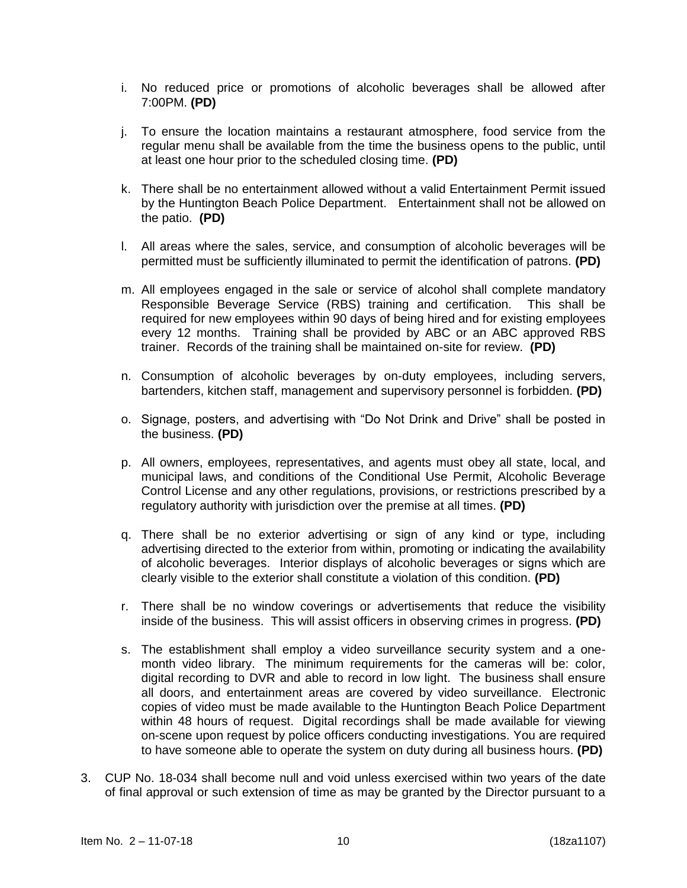i. No reduced price or promotions of alcoholic beverages shall be allowed after 7:00PM. **(PD)**

j. To ensure the location maintains a restaurant atmosphere, food service from the regular menu shall be available from the time the business opens to the public, until at least one hour prior to the scheduled closing time. **(PD)**

k. There shall be no entertainment allowed without a valid Entertainment Permit issued by the Huntington Beach Police Department. Entertainment shall not be allowed on the patio. **(PD)**

l. All areas where the sales, service, and consumption of alcoholic beverages will be permitted must be sufficiently illuminated to permit the identification of patrons. **(PD)**

m. All employees engaged in the sale or service of alcohol shall complete mandatory Responsible Beverage Service (RBS) training and certification. This shall be required for new employees within 90 days of being hired and for existing employees every 12 months. Training shall be provided by ABC or an ABC approved RBS trainer. Records of the training shall be maintained on-site for review. **(PD)**

n. Consumption of alcoholic beverages by on-duty employees, including servers, bartenders, kitchen staff, management and supervisory personnel is forbidden. **(PD)**

o. Signage, posters, and advertising with "Do Not Drink and Drive" shall be posted in the business. **(PD)**

p. All owners, employees, representatives, and agents must obey all state, local, and municipal laws, and conditions of the Conditional Use Permit, Alcoholic Beverage Control License and any other regulations, provisions, or restrictions prescribed by a regulatory authority with jurisdiction over the premise at all times. **(PD)**

q. There shall be no exterior advertising or sign of any kind or type, including advertising directed to the exterior from within, promoting or indicating the availability of alcoholic beverages. Interior displays of alcoholic beverages or signs which are clearly visible to the exterior shall constitute a violation of this condition. **(PD)**

r. There shall be no window coverings or advertisements that reduce the visibility inside of the business. This will assist officers in observing crimes in progress. **(PD)**

s. The establishment shall employ a video surveillance security system and a one-month video library. The minimum requirements for the cameras will be: color, digital recording to DVR and able to record in low light. The business shall ensure all doors, and entertainment areas are covered by video surveillance. Electronic copies of video must be made available to the Huntington Beach Police Department within 48 hours of request. Digital recordings shall be made available for viewing on-scene upon request by police officers conducting investigations. You are required to have someone able to operate the system on duty during all business hours. **(PD)**

3. CUP No. 18-034 shall become null and void unless exercised within two years of the date of final approval or such extension of time as may be granted by the Director pursuant to a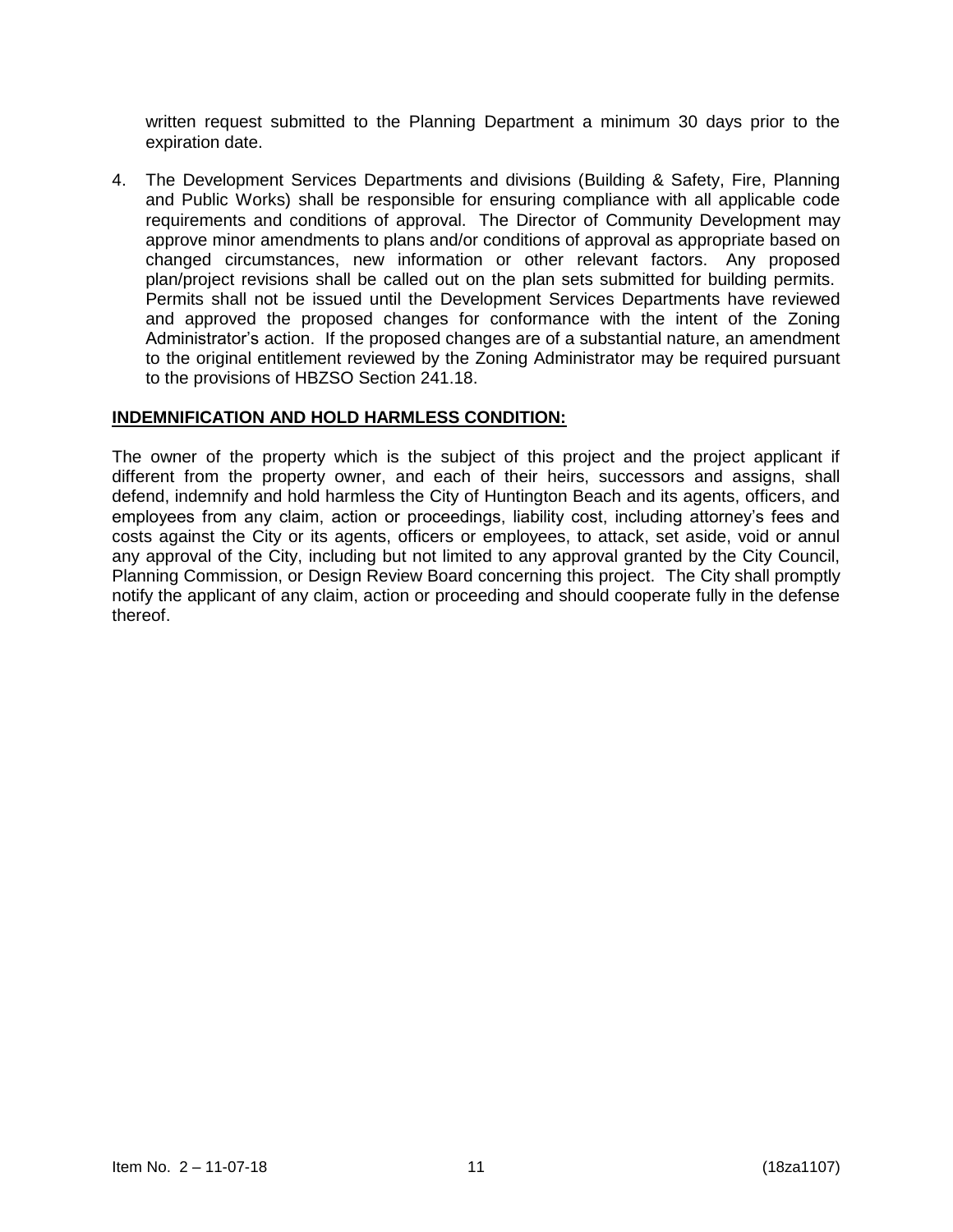written request submitted to the Planning Department a minimum 30 days prior to the expiration date.

4. The Development Services Departments and divisions (Building & Safety, Fire, Planning and Public Works) shall be responsible for ensuring compliance with all applicable code requirements and conditions of approval. The Director of Community Development may approve minor amendments to plans and/or conditions of approval as appropriate based on changed circumstances, new information or other relevant factors. Any proposed plan/project revisions shall be called out on the plan sets submitted for building permits. Permits shall not be issued until the Development Services Departments have reviewed and approved the proposed changes for conformance with the intent of the Zoning Administrator's action. If the proposed changes are of a substantial nature, an amendment to the original entitlement reviewed by the Zoning Administrator may be required pursuant to the provisions of HBZSO Section 241.18.

**INDEMNIFICATION AND HOLD HARMLESS CONDITION:**

The owner of the property which is the subject of this project and the project applicant if different from the property owner, and each of their heirs, successors and assigns, shall defend, indemnify and hold harmless the City of Huntington Beach and its agents, officers, and employees from any claim, action or proceedings, liability cost, including attorney's fees and costs against the City or its agents, officers or employees, to attack, set aside, void or annul any approval of the City, including but not limited to any approval granted by the City Council, Planning Commission, or Design Review Board concerning this project. The City shall promptly notify the applicant of any claim, action or proceeding and should cooperate fully in the defense thereof.